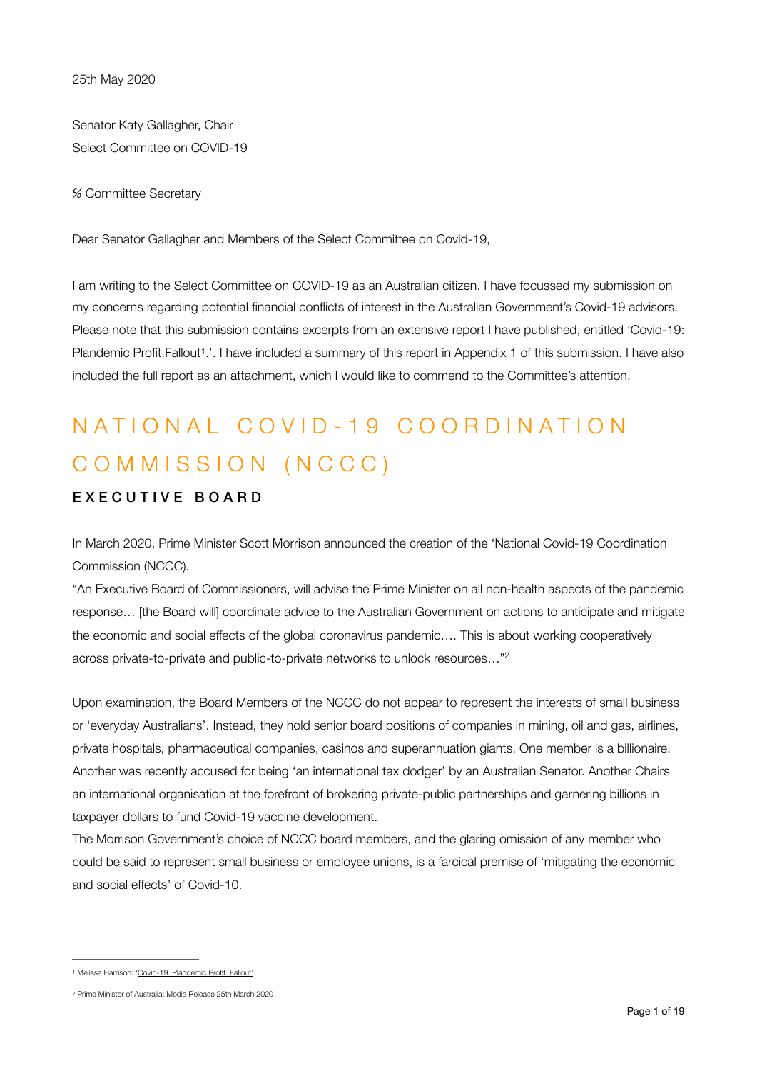25th May 2020

Senator Katy Gallagher, Chair
Select Committee on COVID-19

℅ Committee Secretary

Dear Senator Gallagher and Members of the Select Committee on Covid-19,

I am writing to the Select Committee on COVID-19 as an Australian citizen. I have focussed my submission on my concerns regarding potential financial conflicts of interest in the Australian Government's Covid-19 advisors. Please note that this submission contains excerpts from an extensive report I have published, entitled 'Covid-19: Plandemic Profit.Fallout[1].'. I have included a summary of this report in Appendix 1 of this submission. I have also included the full report as an attachment, which I would like to commend to the Committee's attention.

# NATIONAL COVID-19 COORDINATION COMMISSION (NCCC)

## EXECUTIVE BOARD

In March 2020, Prime Minister Scott Morrison announced the creation of the 'National Covid-19 Coordination Commission (NCCC).

"An Executive Board of Commissioners, will advise the Prime Minister on all non-health aspects of the pandemic response… [the Board will] coordinate advice to the Australian Government on actions to anticipate and mitigate the economic and social effects of the global coronavirus pandemic…. This is about working cooperatively across private-to-private and public-to-private networks to unlock resources…"[2]

Upon examination, the Board Members of the NCCC do not appear to represent the interests of small business or 'everyday Australians'. Instead, they hold senior board positions of companies in mining, oil and gas, airlines, private hospitals, pharmaceutical companies, casinos and superannuation giants. One member is a billionaire. Another was recently accused for being 'an international tax dodger' by an Australian Senator. Another Chairs an international organisation at the forefront of brokering private-public partnerships and garnering billions in taxpayer dollars to fund Covid-19 vaccine development.

The Morrison Government's choice of NCCC board members, and the glaring omission of any member who could be said to represent small business or employee unions, is a farcical premise of 'mitigating the economic and social effects' of Covid-10.

---

[1] Melissa Harrison: 'Covid-19. Plandemic.Profit. Fallout'

[2] Prime Minister of Australia: Media Release 25th March 2020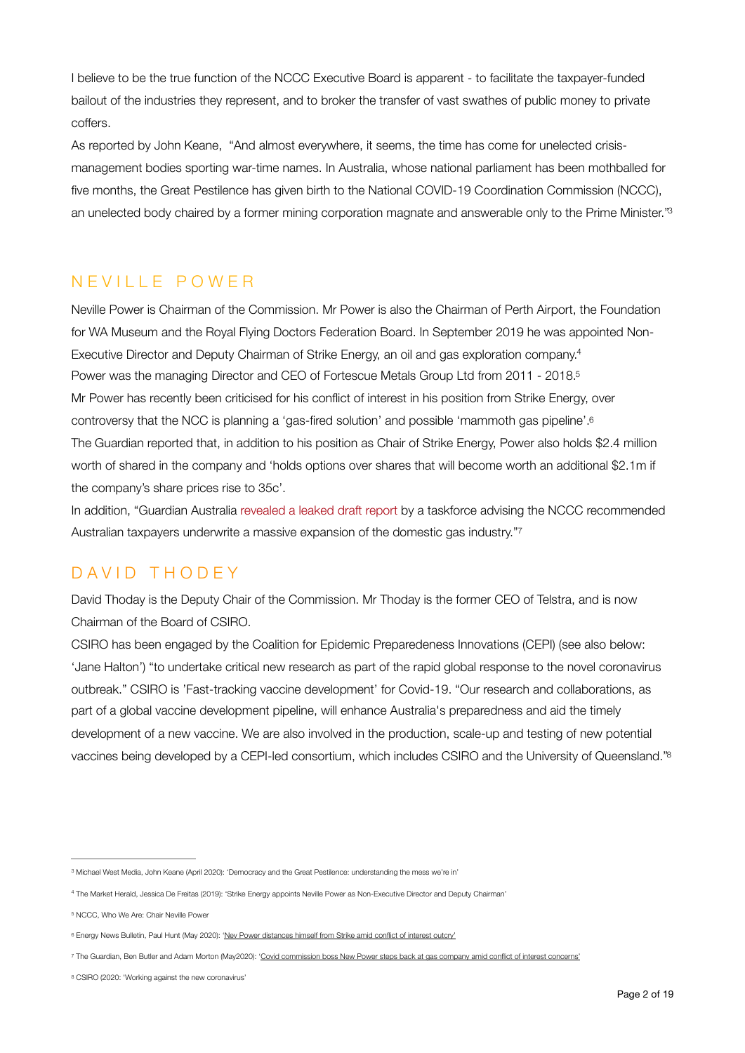I believe to be the true function of the NCCC Executive Board is apparent - to facilitate the taxpayer-funded bailout of the industries they represent, and to broker the transfer of vast swathes of public money to private coffers.

As reported by John Keane, "And almost everywhere, it seems, the time has come for unelected crisis-management bodies sporting war-time names. In Australia, whose national parliament has been mothballed for five months, the Great Pestilence has given birth to the National COVID-19 Coordination Commission (NCCC), an unelected body chaired by a former mining corporation magnate and answerable only to the Prime Minister."[3]

## NEVILLE POWER

Neville Power is Chairman of the Commission. Mr Power is also the Chairman of Perth Airport, the Foundation for WA Museum and the Royal Flying Doctors Federation Board. In September 2019 he was appointed Non-Executive Director and Deputy Chairman of Strike Energy, an oil and gas exploration company.[4]

Power was the managing Director and CEO of Fortescue Metals Group Ltd from 2011 - 2018.[5]

Mr Power has recently been criticised for his conflict of interest in his position from Strike Energy, over controversy that the NCC is planning a 'gas-fired solution' and possible 'mammoth gas pipeline'.[6]

The Guardian reported that, in addition to his position as Chair of Strike Energy, Power also holds $2.4 million worth of shared in the company and 'holds options over shares that will become worth an additional $2.1m if the company's share prices rise to 35c'.

In addition, "Guardian Australia revealed a leaked draft report by a taskforce advising the NCCC recommended Australian taxpayers underwrite a massive expansion of the domestic gas industry."[7]

## DAVID THODEY

David Thoday is the Deputy Chair of the Commission. Mr Thoday is the former CEO of Telstra, and is now Chairman of the Board of CSIRO.

CSIRO has been engaged by the Coalition for Epidemic Preparedeness Innovations (CEPI) (see also below: 'Jane Halton') "to undertake critical new research as part of the rapid global response to the novel coronavirus outbreak." CSIRO is 'Fast-tracking vaccine development' for Covid-19. "Our research and collaborations, as part of a global vaccine development pipeline, will enhance Australia's preparedness and aid the timely development of a new vaccine. We are also involved in the production, scale-up and testing of new potential vaccines being developed by a CEPI-led consortium, which includes CSIRO and the University of Queensland."[8]

---

[3] Michael West Media, John Keane (April 2020): 'Democracy and the Great Pestilence: understanding the mess we're in'

[4] The Market Herald, Jessica De Freitas (2019): 'Strike Energy appoints Neville Power as Non-Executive Director and Deputy Chairman'

[5] NCCC, Who We Are: Chair Neville Power

[6] Energy News Bulletin, Paul Hunt (May 2020): 'Nev Power distances himself from Strike amid conflict of interest outcry'

[7] The Guardian, Ben Butler and Adam Morton (May2020): 'Covid commission boss Nev Power steps back at gas company amid conflict of interest concerns'

[8] CSIRO (2020: 'Working against the new coronavirus'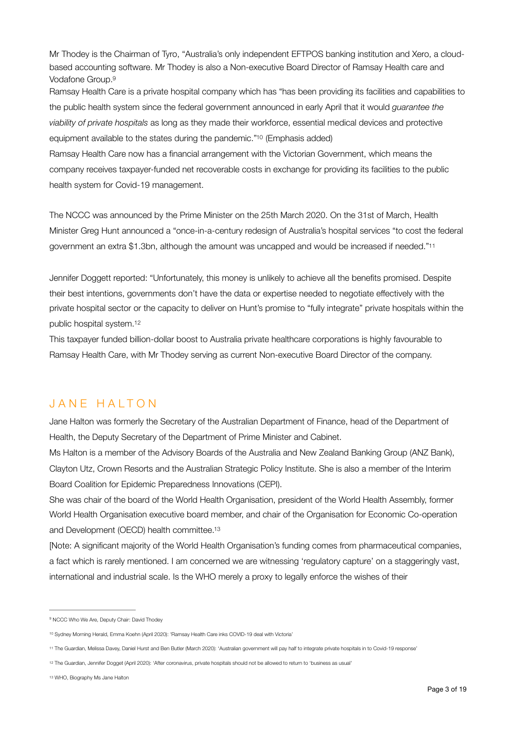Mr Thodey is the Chairman of Tyro, "Australia's only independent EFTPOS banking institution and Xero, a cloud-based accounting software. Mr Thodey is also a Non-executive Board Director of Ramsay Health care and Vodafone Group.[9]

Ramsay Health Care is a private hospital company which has "has been providing its facilities and capabilities to the public health system since the federal government announced in early April that it would *guarantee the viability of private hospitals* as long as they made their workforce, essential medical devices and protective equipment available to the states during the pandemic."[10] (Emphasis added)

Ramsay Health Care now has a financial arrangement with the Victorian Government, which means the company receives taxpayer-funded net recoverable costs in exchange for providing its facilities to the public health system for Covid-19 management.

The NCCC was announced by the Prime Minister on the 25th March 2020. On the 31st of March, Health Minister Greg Hunt announced a "once-in-a-century redesign of Australia's hospital services "to cost the federal government an extra $1.3bn, although the amount was uncapped and would be increased if needed."[11]

Jennifer Doggett reported: "Unfortunately, this money is unlikely to achieve all the benefits promised. Despite their best intentions, governments don't have the data or expertise needed to negotiate effectively with the private hospital sector or the capacity to deliver on Hunt's promise to "fully integrate" private hospitals within the public hospital system.[12]

This taxpayer funded billion-dollar boost to Australia private healthcare corporations is highly favourable to Ramsay Health Care, with Mr Thodey serving as current Non-executive Board Director of the company.

## JANE HALTON

Jane Halton was formerly the Secretary of the Australian Department of Finance, head of the Department of Health, the Deputy Secretary of the Department of Prime Minister and Cabinet.

Ms Halton is a member of the Advisory Boards of the Australia and New Zealand Banking Group (ANZ Bank), Clayton Utz, Crown Resorts and the Australian Strategic Policy Institute. She is also a member of the Interim Board Coalition for Epidemic Preparedness Innovations (CEPI).

She was chair of the board of the World Health Organisation, president of the World Health Assembly, former World Health Organisation executive board member, and chair of the Organisation for Economic Co-operation and Development (OECD) health committee.[13]

[Note: A significant majority of the World Health Organisation's funding comes from pharmaceutical companies, a fact which is rarely mentioned. I am concerned we are witnessing 'regulatory capture' on a staggeringly vast, international and industrial scale. Is the WHO merely a proxy to legally enforce the wishes of their

---

[9] NCCC Who We Are, Deputy Chair: David Thodey

[10] Sydney Morning Herald, Emma Koehn (April 2020): 'Ramsay Health Care inks COVID-19 deal with Victoria'

[11] The Guardian, Melissa Davey, Daniel Hurst and Ben Butler (March 2020): 'Australian government will pay half to integrate private hospitals in to Covid-19 response'

[12] The Guardian, Jennifer Dogget (April 2020): 'After coronavirus, private hospitals should not be allowed to return to 'business as usual'

[13] WHO, Biography Ms Jane Halton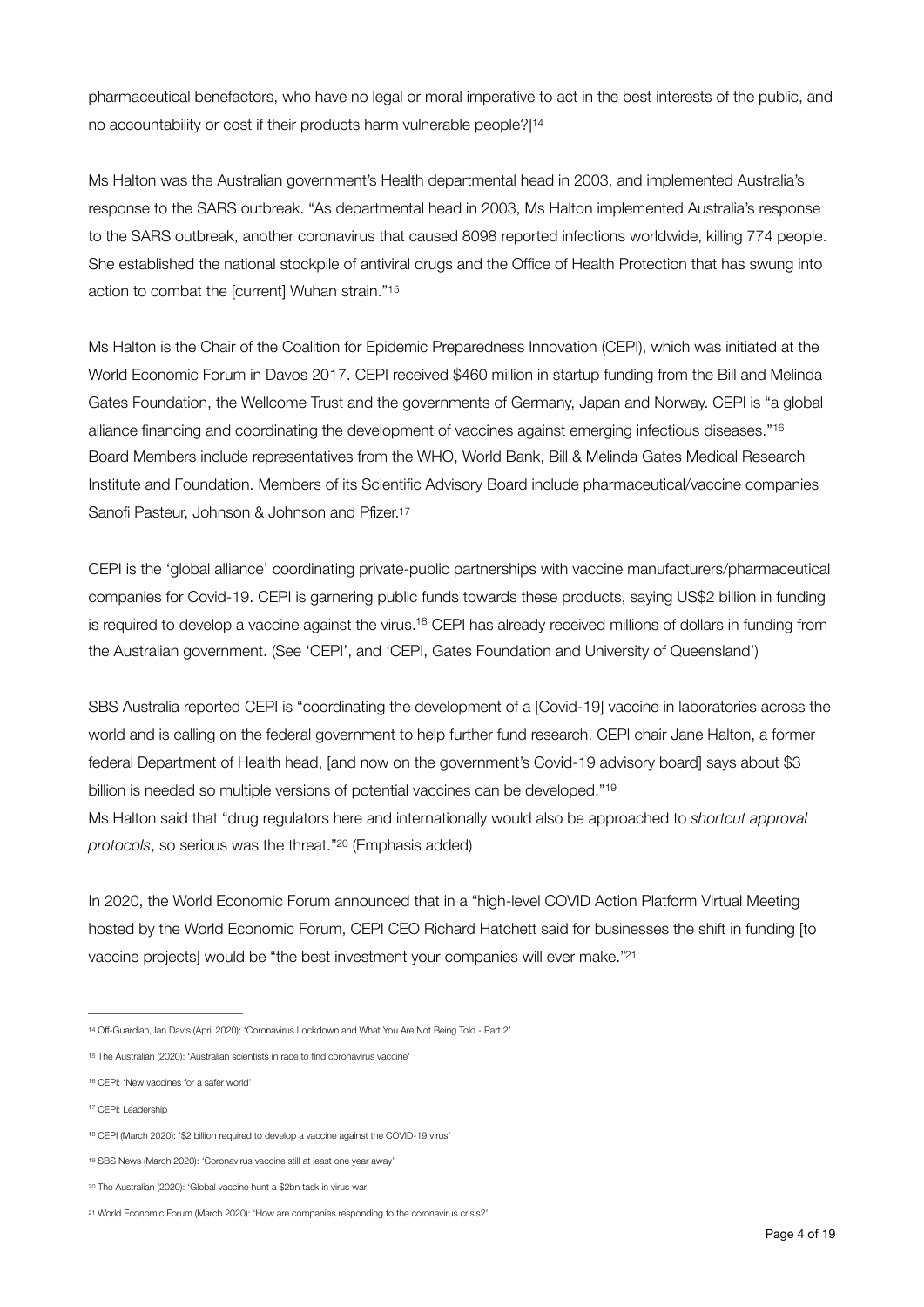pharmaceutical benefactors, who have no legal or moral imperative to act in the best interests of the public, and no accountability or cost if their products harm vulnerable people?][14]

Ms Halton was the Australian government's Health departmental head in 2003, and implemented Australia's response to the SARS outbreak. "As departmental head in 2003, Ms Halton implemented Australia's response to the SARS outbreak, another coronavirus that caused 8098 reported infections worldwide, killing 774 people. She established the national stockpile of antiviral drugs and the Office of Health Protection that has swung into action to combat the [current] Wuhan strain."[15]

Ms Halton is the Chair of the Coalition for Epidemic Preparedness Innovation (CEPI), which was initiated at the World Economic Forum in Davos 2017. CEPI received $460 million in startup funding from the Bill and Melinda Gates Foundation, the Wellcome Trust and the governments of Germany, Japan and Norway. CEPI is "a global alliance financing and coordinating the development of vaccines against emerging infectious diseases."[16] Board Members include representatives from the WHO, World Bank, Bill & Melinda Gates Medical Research Institute and Foundation. Members of its Scientific Advisory Board include pharmaceutical/vaccine companies Sanofi Pasteur, Johnson & Johnson and Pfizer.[17]

CEPI is the 'global alliance' coordinating private-public partnerships with vaccine manufacturers/pharmaceutical companies for Covid-19. CEPI is garnering public funds towards these products, saying US$2 billion in funding is required to develop a vaccine against the virus.[18] CEPI has already received millions of dollars in funding from the Australian government. (See 'CEPI', and 'CEPI, Gates Foundation and University of Queensland')

SBS Australia reported CEPI is "coordinating the development of a [Covid-19] vaccine in laboratories across the world and is calling on the federal government to help further fund research. CEPI chair Jane Halton, a former federal Department of Health head, [and now on the government's Covid-19 advisory board] says about $3 billion is needed so multiple versions of potential vaccines can be developed."[19]
Ms Halton said that "drug regulators here and internationally would also be approached to *shortcut approval protocols*, so serious was the threat."[20] (Emphasis added)

In 2020, the World Economic Forum announced that in a "high-level COVID Action Platform Virtual Meeting hosted by the World Economic Forum, CEPI CEO Richard Hatchett said for businesses the shift in funding [to vaccine projects] would be "the best investment your companies will ever make."[21]

---

[14] Off-Guardian, Ian Davis (April 2020): 'Coronavirus Lockdown and What You Are Not Being Told - Part 2'

[15] The Australian (2020): 'Australian scientists in race to find coronavirus vaccine'

[16] CEPI: 'New vaccines for a safer world'

[17] CEPI: Leadership

[18] CEPI (March 2020): '$2 billion required to develop a vaccine against the COVID-19 virus'

[19] SBS News (March 2020): 'Coronavirus vaccine still at least one year away'

[20] The Australian (2020): 'Global vaccine hunt a $2bn task in virus war'

[21] World Economic Forum (March 2020): 'How are companies responding to the coronavirus crisis?'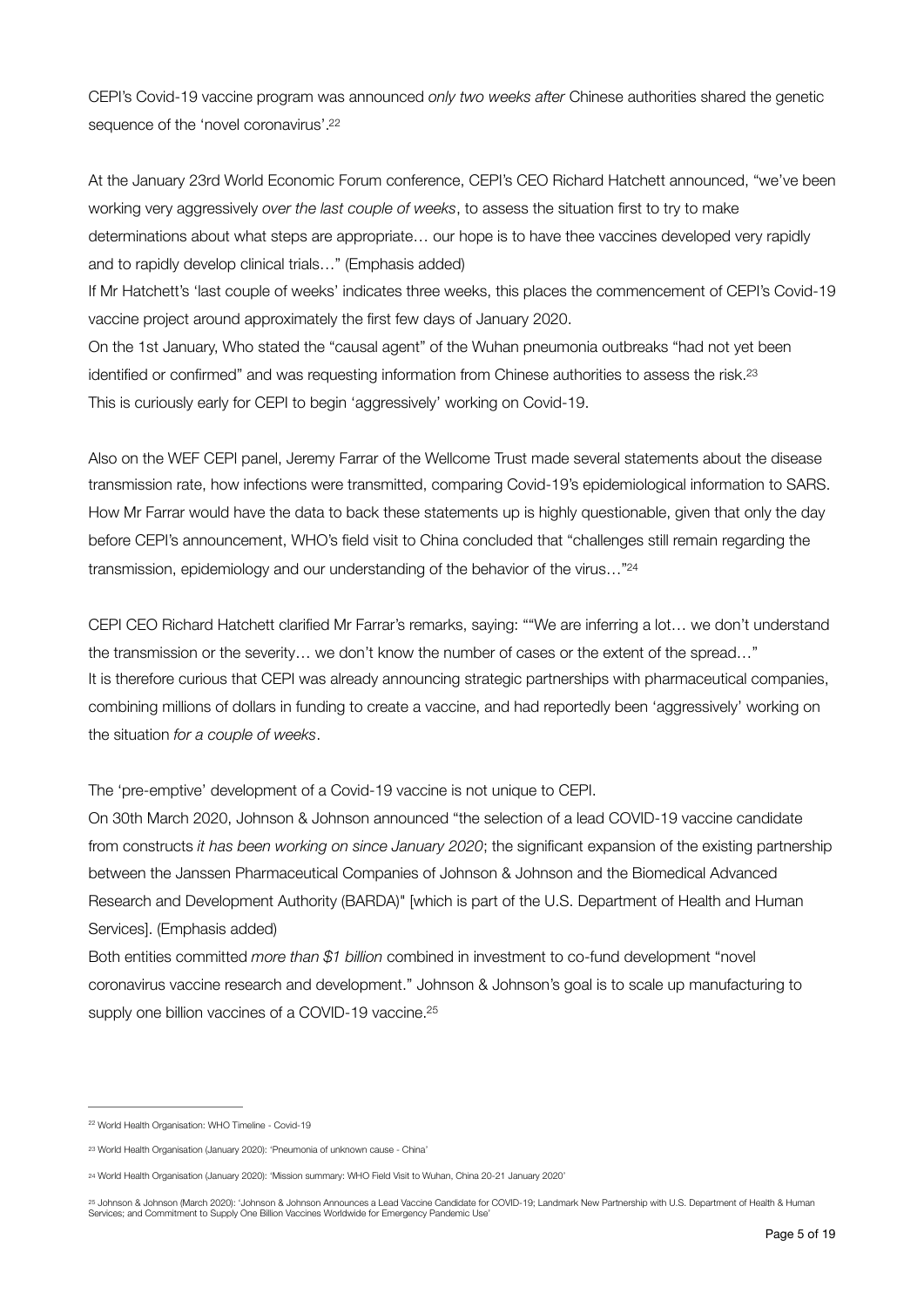CEPI's Covid-19 vaccine program was announced *only two weeks after* Chinese authorities shared the genetic sequence of the 'novel coronavirus'.[22]

At the January 23rd World Economic Forum conference, CEPI's CEO Richard Hatchett announced, "we've been working very aggressively *over the last couple of weeks*, to assess the situation first to try to make determinations about what steps are appropriate… our hope is to have thee vaccines developed very rapidly and to rapidly develop clinical trials…" (Emphasis added)

If Mr Hatchett's 'last couple of weeks' indicates three weeks, this places the commencement of CEPI's Covid-19 vaccine project around approximately the first few days of January 2020.

On the 1st January, Who stated the "causal agent" of the Wuhan pneumonia outbreaks "had not yet been identified or confirmed" and was requesting information from Chinese authorities to assess the risk.[23]

This is curiously early for CEPI to begin 'aggressively' working on Covid-19.

Also on the WEF CEPI panel, Jeremy Farrar of the Wellcome Trust made several statements about the disease transmission rate, how infections were transmitted, comparing Covid-19's epidemiological information to SARS. How Mr Farrar would have the data to back these statements up is highly questionable, given that only the day before CEPI's announcement, WHO's field visit to China concluded that "challenges still remain regarding the transmission, epidemiology and our understanding of the behavior of the virus…"[24]

CEPI CEO Richard Hatchett clarified Mr Farrar's remarks, saying: ""We are inferring a lot… we don't understand the transmission or the severity… we don't know the number of cases or the extent of the spread…"

It is therefore curious that CEPI was already announcing strategic partnerships with pharmaceutical companies, combining millions of dollars in funding to create a vaccine, and had reportedly been 'aggressively' working on the situation *for a couple of weeks*.

The 'pre-emptive' development of a Covid-19 vaccine is not unique to CEPI.

On 30th March 2020, Johnson & Johnson announced "the selection of a lead COVID-19 vaccine candidate from constructs *it has been working on since January 2020*; the significant expansion of the existing partnership between the Janssen Pharmaceutical Companies of Johnson & Johnson and the Biomedical Advanced Research and Development Authority (BARDA)" [which is part of the U.S. Department of Health and Human Services]. (Emphasis added)

Both entities committed *more than $1 billion* combined in investment to co-fund development "novel coronavirus vaccine research and development." Johnson & Johnson's goal is to scale up manufacturing to supply one billion vaccines of a COVID-19 vaccine.[25]

---

[22] World Health Organisation: WHO Timeline - Covid-19

[23] World Health Organisation (January 2020): 'Pneumonia of unknown cause - China'

[24] World Health Organisation (January 2020): 'Mission summary: WHO Field Visit to Wuhan, China 20-21 January 2020'

[25] Johnson & Johnson (March 2020): 'Johnson & Johnson Announces a Lead Vaccine Candidate for COVID-19; Landmark New Partnership with U.S. Department of Health & Human Services; and Commitment to Supply One Billion Vaccines Worldwide for Emergency Pandemic Use'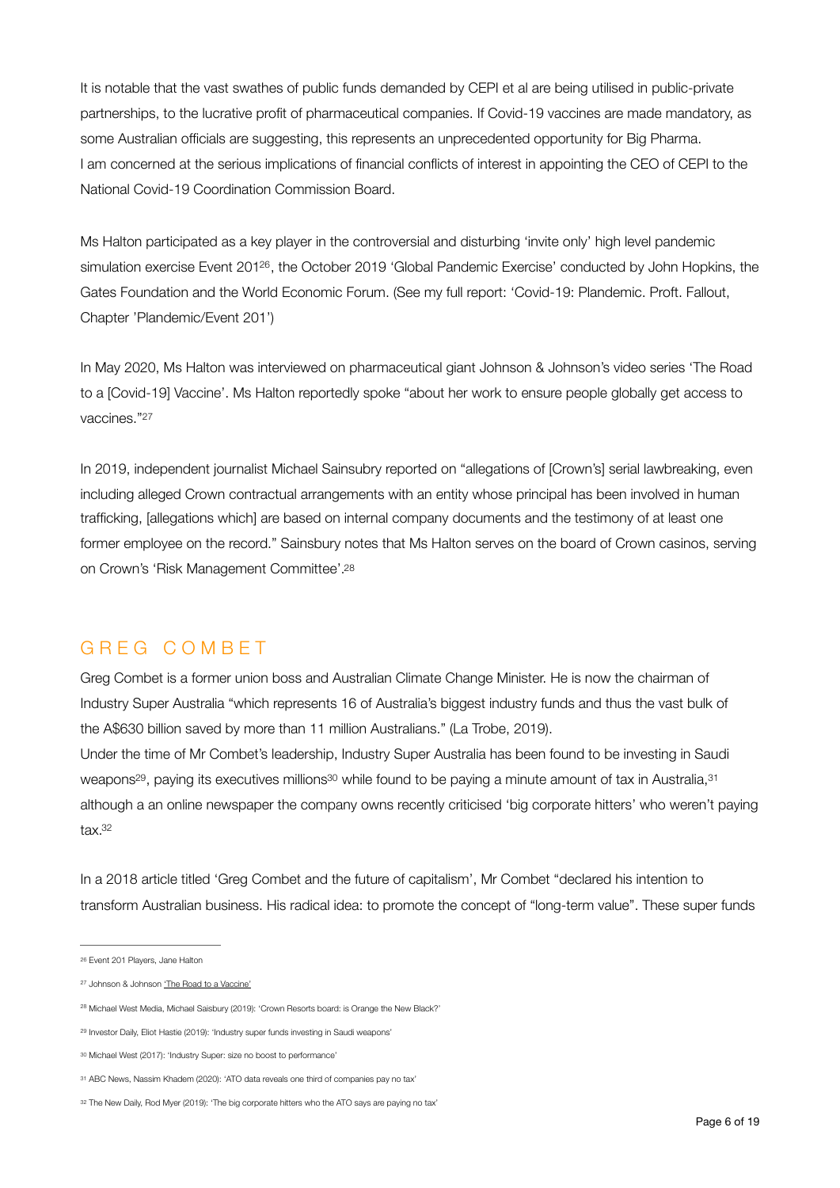It is notable that the vast swathes of public funds demanded by CEPI et al are being utilised in public-private partnerships, to the lucrative profit of pharmaceutical companies. If Covid-19 vaccines are made mandatory, as some Australian officials are suggesting, this represents an unprecedented opportunity for Big Pharma.
I am concerned at the serious implications of financial conflicts of interest in appointing the CEO of CEPI to the National Covid-19 Coordination Commission Board.

Ms Halton participated as a key player in the controversial and disturbing 'invite only' high level pandemic simulation exercise Event 201[26], the October 2019 'Global Pandemic Exercise' conducted by John Hopkins, the Gates Foundation and the World Economic Forum. (See my full report: 'Covid-19: Plandemic. Proft. Fallout, Chapter 'Plandemic/Event 201')

In May 2020, Ms Halton was interviewed on pharmaceutical giant Johnson & Johnson's video series 'The Road to a [Covid-19] Vaccine'. Ms Halton reportedly spoke "about her work to ensure people globally get access to vaccines."[27]

In 2019, independent journalist Michael Sainsbury reported on "allegations of [Crown's] serial lawbreaking, even including alleged Crown contractual arrangements with an entity whose principal has been involved in human trafficking, [allegations which] are based on internal company documents and the testimony of at least one former employee on the record." Sainsbury notes that Ms Halton serves on the board of Crown casinos, serving on Crown's 'Risk Management Committee'.[28]

## GREG COMBET

Greg Combet is a former union boss and Australian Climate Change Minister. He is now the chairman of Industry Super Australia "which represents 16 of Australia's biggest industry funds and thus the vast bulk of the A$630 billion saved by more than 11 million Australians." (La Trobe, 2019).
Under the time of Mr Combet's leadership, Industry Super Australia has been found to be investing in Saudi weapons[29], paying its executives millions[30] while found to be paying a minute amount of tax in Australia,[31] although a an online newspaper the company owns recently criticised 'big corporate hitters' who weren't paying tax.[32]

In a 2018 article titled 'Greg Combet and the future of capitalism', Mr Combet "declared his intention to transform Australian business. His radical idea: to promote the concept of "long-term value". These super funds

---

[26] Event 201 Players, Jane Halton

[27] Johnson & Johnson 'The Road to a Vaccine'

[28] Michael West Media, Michael Saisbury (2019): 'Crown Resorts board: is Orange the New Black?'

[29] Investor Daily, Eliot Hastie (2019): 'Industry super funds investing in Saudi weapons'

[30] Michael West (2017): 'Industry Super: size no boost to performance'

[31] ABC News, Nassim Khadem (2020): 'ATO data reveals one third of companies pay no tax'

[32] The New Daily, Rod Myer (2019): 'The big corporate hitters who the ATO says are paying no tax'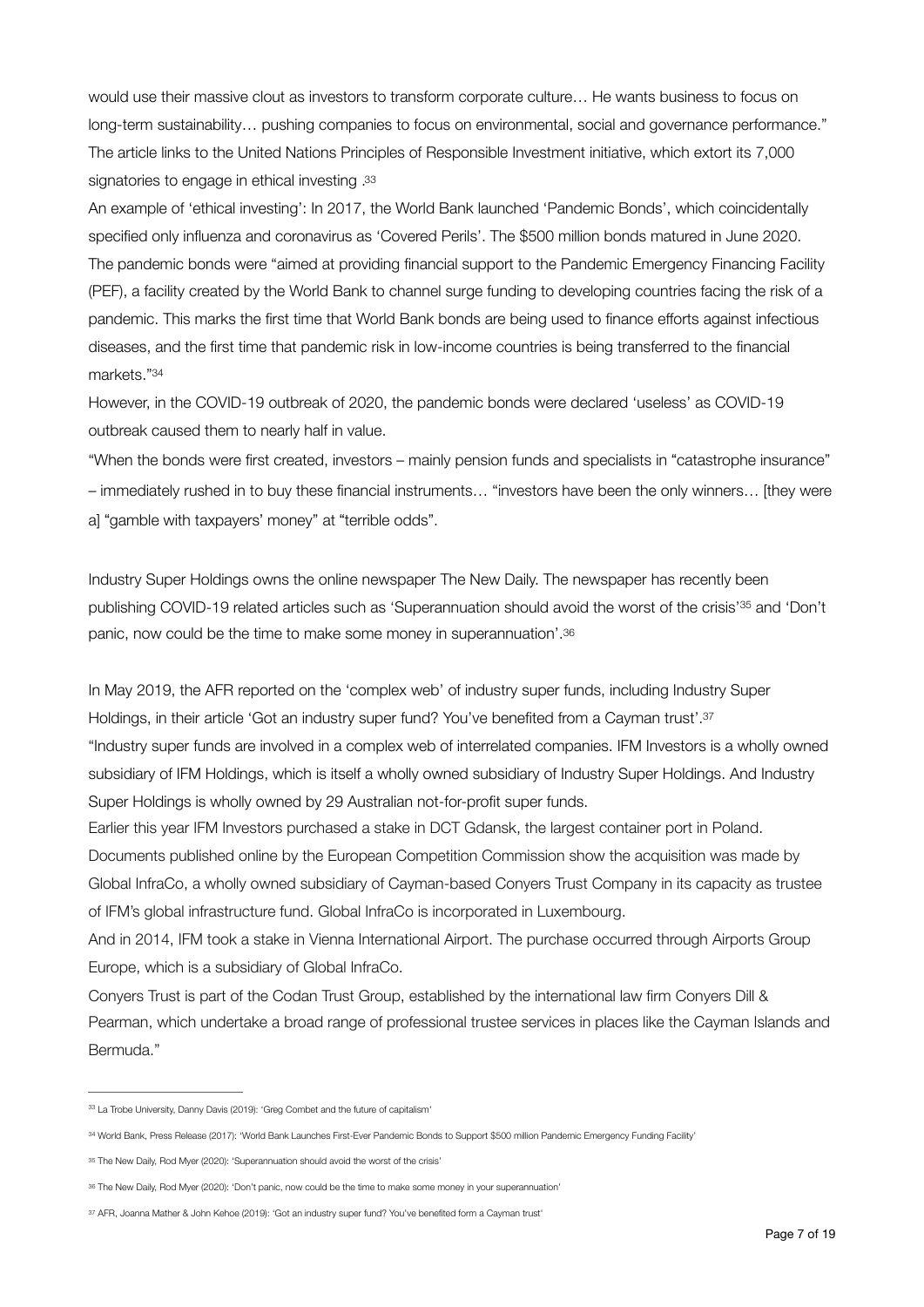would use their massive clout as investors to transform corporate culture… He wants business to focus on long-term sustainability… pushing companies to focus on environmental, social and governance performance." The article links to the United Nations Principles of Responsible Investment initiative, which extort its 7,000 signatories to engage in ethical investing .[33]

An example of 'ethical investing': In 2017, the World Bank launched 'Pandemic Bonds', which coincidentally specified only influenza and coronavirus as 'Covered Perils'. The $500 million bonds matured in June 2020. The pandemic bonds were "aimed at providing financial support to the Pandemic Emergency Financing Facility (PEF), a facility created by the World Bank to channel surge funding to developing countries facing the risk of a pandemic. This marks the first time that World Bank bonds are being used to finance efforts against infectious diseases, and the first time that pandemic risk in low-income countries is being transferred to the financial markets."[34]

However, in the COVID-19 outbreak of 2020, the pandemic bonds were declared 'useless' as COVID-19 outbreak caused them to nearly half in value.

"When the bonds were first created, investors – mainly pension funds and specialists in "catastrophe insurance" – immediately rushed in to buy these financial instruments… "investors have been the only winners… [they were a] "gamble with taxpayers' money" at "terrible odds".

Industry Super Holdings owns the online newspaper The New Daily. The newspaper has recently been publishing COVID-19 related articles such as 'Superannuation should avoid the worst of the crisis'[35] and 'Don't panic, now could be the time to make some money in superannuation'.[36]

In May 2019, the AFR reported on the 'complex web' of industry super funds, including Industry Super Holdings, in their article 'Got an industry super fund? You've benefited from a Cayman trust'.[37]

"Industry super funds are involved in a complex web of interrelated companies. IFM Investors is a wholly owned subsidiary of IFM Holdings, which is itself a wholly owned subsidiary of Industry Super Holdings. And Industry Super Holdings is wholly owned by 29 Australian not-for-profit super funds.

Earlier this year IFM Investors purchased a stake in DCT Gdansk, the largest container port in Poland. Documents published online by the European Competition Commission show the acquisition was made by Global InfraCo, a wholly owned subsidiary of Cayman-based Conyers Trust Company in its capacity as trustee of IFM's global infrastructure fund. Global InfraCo is incorporated in Luxembourg.

And in 2014, IFM took a stake in Vienna International Airport. The purchase occurred through Airports Group Europe, which is a subsidiary of Global InfraCo.

Conyers Trust is part of the Codan Trust Group, established by the international law firm Conyers Dill & Pearman, which undertake a broad range of professional trustee services in places like the Cayman Islands and Bermuda."

---

[33] La Trobe University, Danny Davis (2019): 'Greg Combet and the future of capitalism'

[34] World Bank, Press Release (2017): 'World Bank Launches First-Ever Pandemic Bonds to Support $500 million Pandemic Emergency Funding Facility'

[35] The New Daily, Rod Myer (2020): 'Superannuation should avoid the worst of the crisis'

[36] The New Daily, Rod Myer (2020): 'Don't panic, now could be the time to make some money in your superannuation'

[37] AFR, Joanna Mather & John Kehoe (2019): 'Got an industry super fund? You've benefited form a Cayman trust'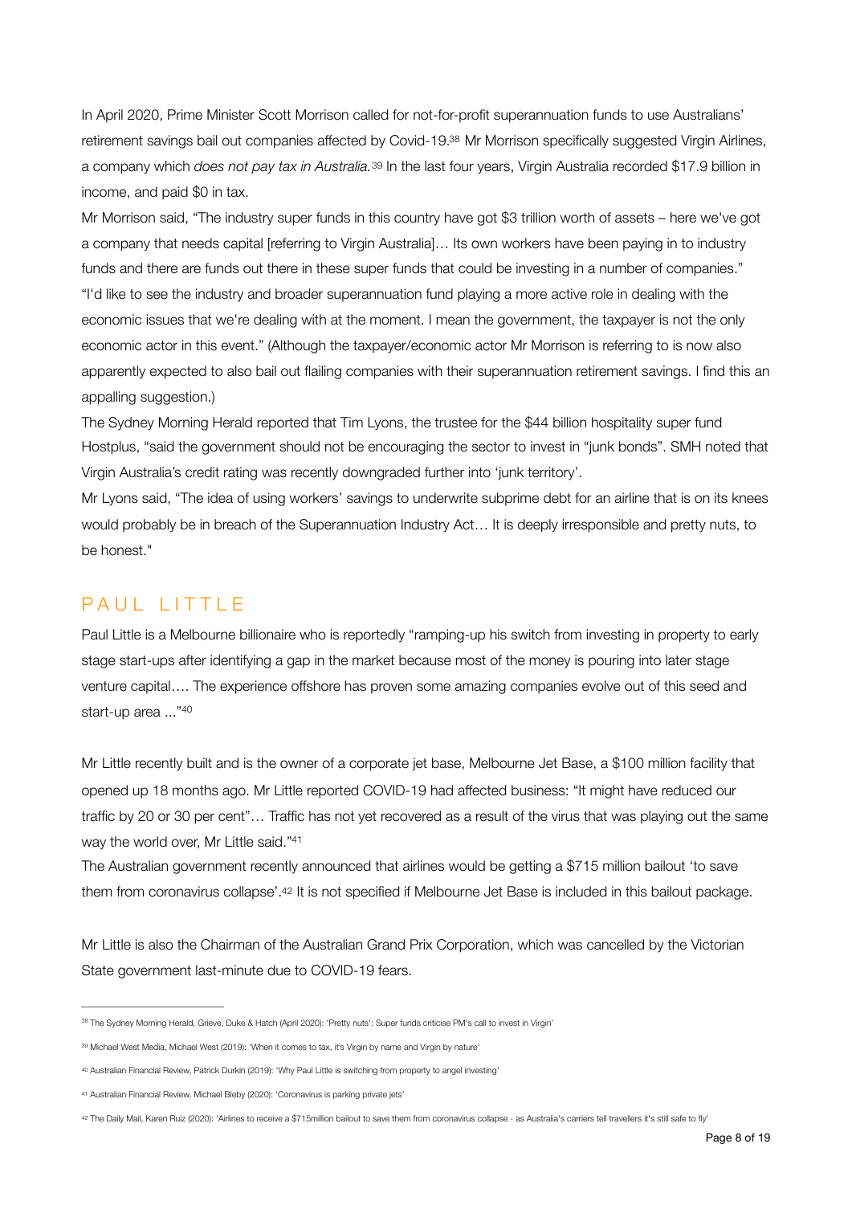In April 2020, Prime Minister Scott Morrison called for not-for-profit superannuation funds to use Australians' retirement savings bail out companies affected by Covid-19.[38] Mr Morrison specifically suggested Virgin Airlines, a company which *does not pay tax in Australia.*[39] In the last four years, Virgin Australia recorded $17.9 billion in income, and paid $0 in tax.

Mr Morrison said, "The industry super funds in this country have got $3 trillion worth of assets – here we've got a company that needs capital [referring to Virgin Australia]… Its own workers have been paying in to industry funds and there are funds out there in these super funds that could be investing in a number of companies." "I'd like to see the industry and broader superannuation fund playing a more active role in dealing with the economic issues that we're dealing with at the moment. I mean the government, the taxpayer is not the only economic actor in this event." (Although the taxpayer/economic actor Mr Morrison is referring to is now also apparently expected to also bail out flailing companies with their superannuation retirement savings. I find this an appalling suggestion.)

The Sydney Morning Herald reported that Tim Lyons, the trustee for the $44 billion hospitality super fund Hostplus, "said the government should not be encouraging the sector to invest in "junk bonds". SMH noted that Virgin Australia's credit rating was recently downgraded further into 'junk territory'.

Mr Lyons said, "The idea of using workers' savings to underwrite subprime debt for an airline that is on its knees would probably be in breach of the Superannuation Industry Act… It is deeply irresponsible and pretty nuts, to be honest."

## PAUL LITTLE

Paul Little is a Melbourne billionaire who is reportedly "ramping-up his switch from investing in property to early stage start-ups after identifying a gap in the market because most of the money is pouring into later stage venture capital…. The experience offshore has proven some amazing companies evolve out of this seed and start-up area ..."[40]

Mr Little recently built and is the owner of a corporate jet base, Melbourne Jet Base, a $100 million facility that opened up 18 months ago. Mr Little reported COVID-19 had affected business: "It might have reduced our traffic by 20 or 30 per cent"… Traffic has not yet recovered as a result of the virus that was playing out the same way the world over, Mr Little said."[41]

The Australian government recently announced that airlines would be getting a $715 million bailout 'to save them from coronavirus collapse'.[42] It is not specified if Melbourne Jet Base is included in this bailout package.

Mr Little is also the Chairman of the Australian Grand Prix Corporation, which was cancelled by the Victorian State government last-minute due to COVID-19 fears.

---

[38] The Sydney Morning Herald, Grieve, Duke & Hatch (April 2020): 'Pretty nuts': Super funds criticise PM's call to invest in Virgin'

[39] Michael West Media, Michael West (2019): 'When it comes to tax, it's Virgin by name and Virgin by nature'

[40] Australian Financial Review, Patrick Durkin (2019): 'Why Paul Little is switching from property to angel investing'

[41] Australian Financial Review, Michael Bleby (2020): 'Coronavirus is parking private jets'

[42] The Daily Mail, Karen Ruiz (2020): 'Airlines to receive a $715million bailout to save them from coronavirus collapse - as Australia's carriers tell travellers it's still safe to fly'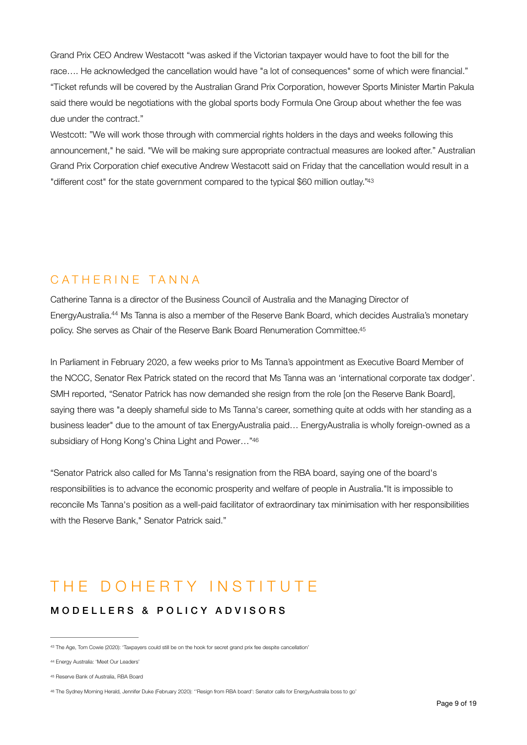Grand Prix CEO Andrew Westacott "was asked if the Victorian taxpayer would have to foot the bill for the race…. He acknowledged the cancellation would have "a lot of consequences" some of which were financial." "Ticket refunds will be covered by the Australian Grand Prix Corporation, however Sports Minister Martin Pakula said there would be negotiations with the global sports body Formula One Group about whether the fee was due under the contract."

Westcott: "We will work those through with commercial rights holders in the days and weeks following this announcement," he said. "We will be making sure appropriate contractual measures are looked after." Australian Grand Prix Corporation chief executive Andrew Westacott said on Friday that the cancellation would result in a "different cost" for the state government compared to the typical $60 million outlay."[43]

## CATHERINE TANNA

Catherine Tanna is a director of the Business Council of Australia and the Managing Director of EnergyAustralia.[44] Ms Tanna is also a member of the Reserve Bank Board, which decides Australia's monetary policy. She serves as Chair of the Reserve Bank Board Renumeration Committee.[45]

In Parliament in February 2020, a few weeks prior to Ms Tanna's appointment as Executive Board Member of the NCCC, Senator Rex Patrick stated on the record that Ms Tanna was an 'international corporate tax dodger'. SMH reported, "Senator Patrick has now demanded she resign from the role [on the Reserve Bank Board], saying there was "a deeply shameful side to Ms Tanna's career, something quite at odds with her standing as a business leader" due to the amount of tax EnergyAustralia paid… EnergyAustralia is wholly foreign-owned as a subsidiary of Hong Kong's China Light and Power…"[46]

"Senator Patrick also called for Ms Tanna's resignation from the RBA board, saying one of the board's responsibilities is to advance the economic prosperity and welfare of people in Australia."It is impossible to reconcile Ms Tanna's position as a well-paid facilitator of extraordinary tax minimisation with her responsibilities with the Reserve Bank," Senator Patrick said."

# THE DOHERTY INSTITUTE

### MODELLERS & POLICY ADVISORS

---

[43] The Age, Tom Cowie (2020): 'Taxpayers could still be on the hook for secret grand prix fee despite cancellation'

[44] Energy Australia: 'Meet Our Leaders'

[45] Reserve Bank of Australia, RBA Board

[46] The Sydney Morning Herald, Jennifer Duke (February 2020): ''Resign from RBA board': Senator calls for EnergyAustralia boss to go'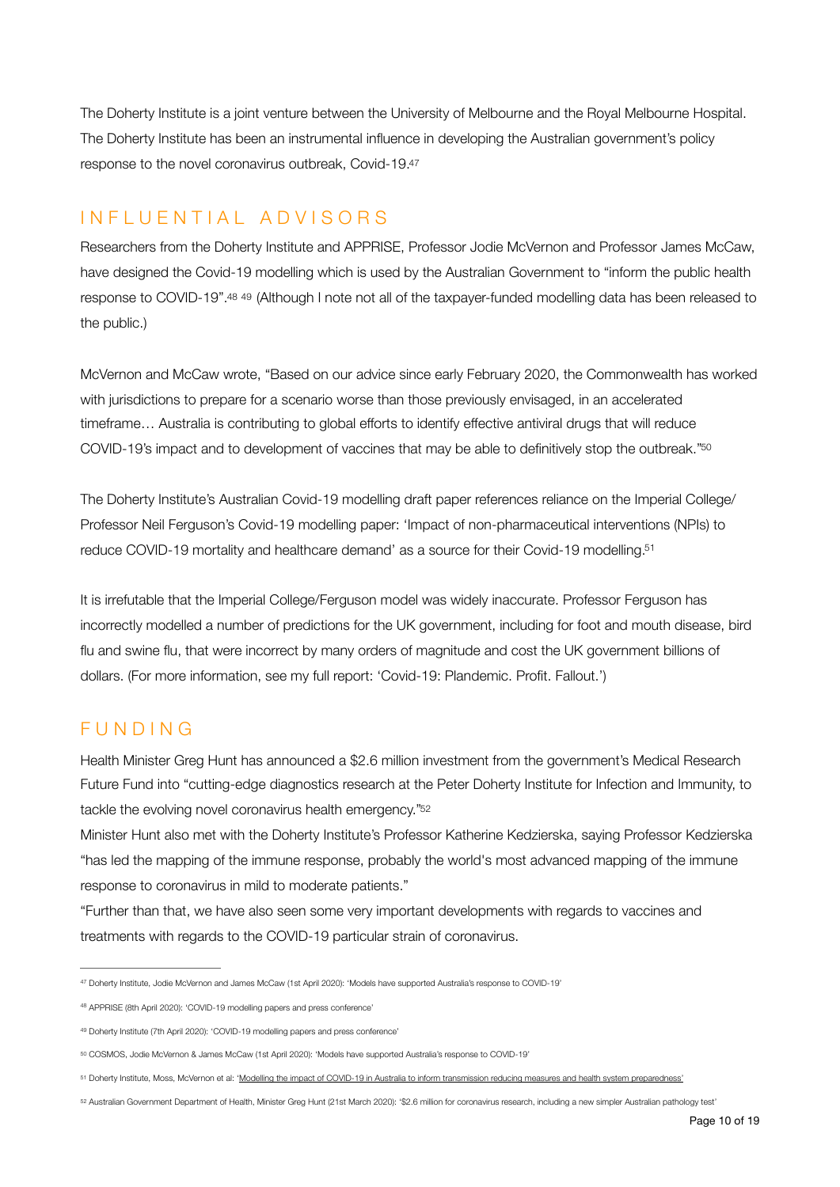The Doherty Institute is a joint venture between the University of Melbourne and the Royal Melbourne Hospital. The Doherty Institute has been an instrumental influence in developing the Australian government's policy response to the novel coronavirus outbreak, Covid-19.[47]

## INFLUENTIAL ADVISORS

Researchers from the Doherty Institute and APPRISE, Professor Jodie McVernon and Professor James McCaw, have designed the Covid-19 modelling which is used by the Australian Government to "inform the public health response to COVID-19".[48] [49] (Although I note not all of the taxpayer-funded modelling data has been released to the public.)

McVernon and McCaw wrote, "Based on our advice since early February 2020, the Commonwealth has worked with jurisdictions to prepare for a scenario worse than those previously envisaged, in an accelerated timeframe… Australia is contributing to global efforts to identify effective antiviral drugs that will reduce COVID-19's impact and to development of vaccines that may be able to definitively stop the outbreak."[50]

The Doherty Institute's Australian Covid-19 modelling draft paper references reliance on the Imperial College/ Professor Neil Ferguson's Covid-19 modelling paper: 'Impact of non-pharmaceutical interventions (NPIs) to reduce COVID-19 mortality and healthcare demand' as a source for their Covid-19 modelling.[51]

It is irrefutable that the Imperial College/Ferguson model was widely inaccurate. Professor Ferguson has incorrectly modelled a number of predictions for the UK government, including for foot and mouth disease, bird flu and swine flu, that were incorrect by many orders of magnitude and cost the UK government billions of dollars. (For more information, see my full report: 'Covid-19: Plandemic. Profit. Fallout.')

## FUNDING

Health Minister Greg Hunt has announced a $2.6 million investment from the government's Medical Research Future Fund into "cutting-edge diagnostics research at the Peter Doherty Institute for Infection and Immunity, to tackle the evolving novel coronavirus health emergency."[52]

Minister Hunt also met with the Doherty Institute's Professor Katherine Kedzierska, saying Professor Kedzierska "has led the mapping of the immune response, probably the world's most advanced mapping of the immune response to coronavirus in mild to moderate patients."

"Further than that, we have also seen some very important developments with regards to vaccines and treatments with regards to the COVID-19 particular strain of coronavirus.

---

[47] Doherty Institute, Jodie McVernon and James McCaw (1st April 2020): 'Models have supported Australia's response to COVID-19'

[48] APPRISE (8th April 2020): 'COVID-19 modelling papers and press conference'

[49] Doherty Institute (7th April 2020): 'COVID-19 modelling papers and press conference'

[50] COSMOS, Jodie McVernon & James McCaw (1st April 2020): 'Models have supported Australia's response to COVID-19'

[51] Doherty Institute, Moss, McVernon et al: 'Modelling the impact of COVID-19 in Australia to inform transmission reducing measures and health system preparedness'

[52] Australian Government Department of Health, Minister Greg Hunt (21st March 2020): '$2.6 million for coronavirus research, including a new simpler Australian pathology test'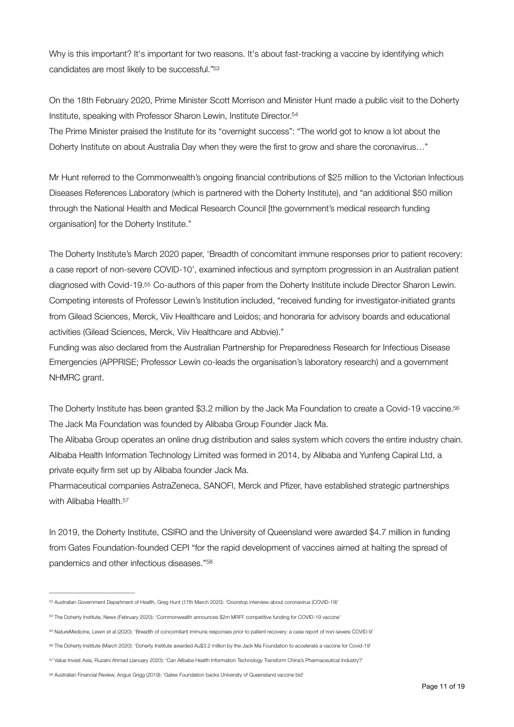Why is this important? It's important for two reasons. It's about fast-tracking a vaccine by identifying which candidates are most likely to be successful."[53]

On the 18th February 2020, Prime Minister Scott Morrison and Minister Hunt made a public visit to the Doherty Institute, speaking with Professor Sharon Lewin, Institute Director.[54]

The Prime Minister praised the Institute for its "overnight success": "The world got to know a lot about the Doherty Institute on about Australia Day when they were the first to grow and share the coronavirus…"

Mr Hunt referred to the Commonwealth's ongoing financial contributions of $25 million to the Victorian Infectious Diseases References Laboratory (which is partnered with the Doherty Institute), and "an additional $50 million through the National Health and Medical Research Council [the government's medical research funding organisation] for the Doherty Institute."

The Doherty Institute's March 2020 paper, 'Breadth of concomitant immune responses prior to patient recovery: a case report of non-severe COVID-10', examined infectious and symptom progression in an Australian patient diagnosed with Covid-19.[55] Co-authors of this paper from the Doherty Institute include Director Sharon Lewin. Competing interests of Professor Lewin's Institution included, "received funding for investigator-initiated grants from Gilead Sciences, Merck, Viiv Healthcare and Leidos; and honoraria for advisory boards and educational activities (Gilead Sciences, Merck, Viiv Healthcare and Abbvie)."

Funding was also declared from the Australian Partnership for Preparedness Research for Infectious Disease Emergencies (APPRISE; Professor Lewin co-leads the organisation's laboratory research) and a government NHMRC grant.

The Doherty Institute has been granted $3.2 million by the Jack Ma Foundation to create a Covid-19 vaccine.[56]

The Jack Ma Foundation was founded by Alibaba Group Founder Jack Ma.

The Alibaba Group operates an online drug distribution and sales system which covers the entire industry chain. Alibaba Health Information Technology Limited was formed in 2014, by Alibaba and Yunfeng Capiral Ltd, a private equity firm set up by Alibaba founder Jack Ma.

Pharmaceutical companies AstraZeneca, SANOFI, Merck and Pfizer, have established strategic partnerships with Alibaba Health.[57]

In 2019, the Doherty Institute, CSIRO and the University of Queensland were awarded $4.7 million in funding from Gates Foundation-founded CEPI "for the rapid development of vaccines aimed at halting the spread of pandemics and other infectious diseases."[58]

---

[53] Australian Government Department of Health, Greg Hunt (17th March 2020): 'Doorstop interview about coronavirus (COVID-19)'

[54] The Doherty Institute, News (February 2020): 'Commonwealth announces $2m MRFF competitive funding for COVID-19 vaccine'

[55] NatureMedicine, Lewin et al (2020): 'Breadth of concomitant immune responses prior to patient recovery: a case report of non-severe COVID-9'

[56] The Doherty Institute (March 2020): 'Doherty Institute awarded Au$3.2 million by the Jack Ma Foundation to accelerate a vaccine for Covid-19'

[57] Value Invest Asia, Ruzaini Ahmad (January 2020): 'Can Alibaba Health Information Technology Transform China's Pharmaceutical Industry?'

[58] Australian Financial Review, Angus Grigg (2019): 'Gates Foundation backs University of Queensland vaccine bid'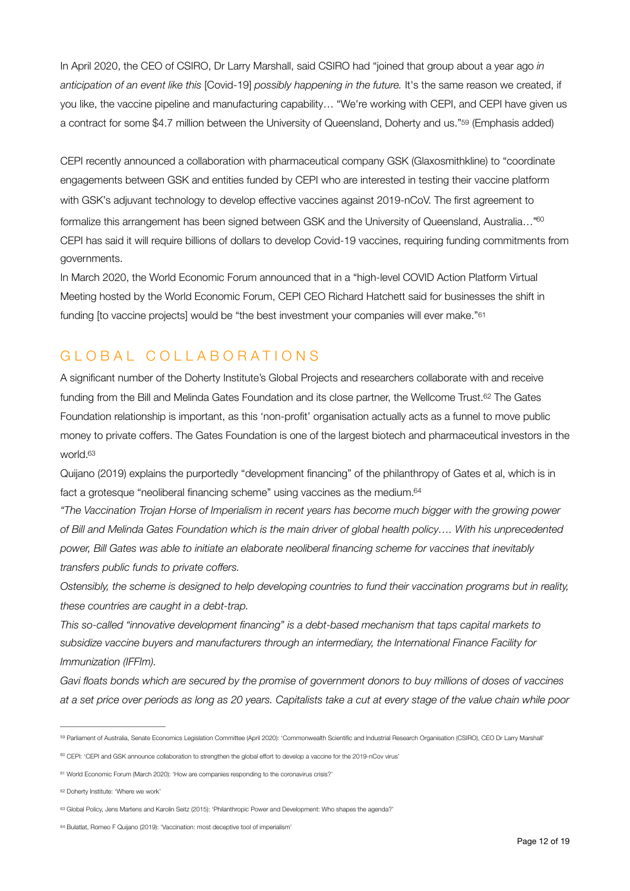In April 2020, the CEO of CSIRO, Dr Larry Marshall, said CSIRO had "joined that group about a year ago *in anticipation of an event like this* [Covid-19] *possibly happening in the future.* It's the same reason we created, if you like, the vaccine pipeline and manufacturing capability… "We're working with CEPI, and CEPI have given us a contract for some $4.7 million between the University of Queensland, Doherty and us."[59] (Emphasis added)

CEPI recently announced a collaboration with pharmaceutical company GSK (Glaxosmithkline) to "coordinate engagements between GSK and entities funded by CEPI who are interested in testing their vaccine platform with GSK's adjuvant technology to develop effective vaccines against 2019-nCoV. The first agreement to formalize this arrangement has been signed between GSK and the University of Queensland, Australia…"[60] CEPI has said it will require billions of dollars to develop Covid-19 vaccines, requiring funding commitments from governments.

In March 2020, the World Economic Forum announced that in a "high-level COVID Action Platform Virtual Meeting hosted by the World Economic Forum, CEPI CEO Richard Hatchett said for businesses the shift in funding [to vaccine projects] would be "the best investment your companies will ever make."[61]

## GLOBAL COLLABORATIONS

A significant number of the Doherty Institute's Global Projects and researchers collaborate with and receive funding from the Bill and Melinda Gates Foundation and its close partner, the Wellcome Trust.[62] The Gates Foundation relationship is important, as this 'non-profit' organisation actually acts as a funnel to move public money to private coffers. The Gates Foundation is one of the largest biotech and pharmaceutical investors in the world.[63]

Quijano (2019) explains the purportedly "development financing" of the philanthropy of Gates et al, which is in fact a grotesque "neoliberal financing scheme" using vaccines as the medium.[64]

*"The Vaccination Trojan Horse of Imperialism in recent years has become much bigger with the growing power of Bill and Melinda Gates Foundation which is the main driver of global health policy…. With his unprecedented power, Bill Gates was able to initiate an elaborate neoliberal financing scheme for vaccines that inevitably transfers public funds to private coffers.*

*Ostensibly, the scheme is designed to help developing countries to fund their vaccination programs but in reality, these countries are caught in a debt-trap.*

*This so-called "innovative development financing" is a debt-based mechanism that taps capital markets to subsidize vaccine buyers and manufacturers through an intermediary, the International Finance Facility for Immunization (IFFIm).*

*Gavi floats bonds which are secured by the promise of government donors to buy millions of doses of vaccines at a set price over periods as long as 20 years. Capitalists take a cut at every stage of the value chain while poor*

---

[59] Parliament of Australia, Senate Economics Legislation Committee (April 2020): 'Commonwealth Scientific and Industrial Research Organisation (CSIRO), CEO Dr Larry Marshall'

[60] CEPI: 'CEPI and GSK announce collaboration to strengthen the global effort to develop a vaccine for the 2019-nCov virus'

[61] World Economic Forum (March 2020): 'How are companies responding to the coronavirus crisis?'

[62] Doherty Institute: 'Where we work'

[63] Global Policy, Jens Martens and Karolin Seitz (2015): 'Philanthropic Power and Development: Who shapes the agenda?'

[64] Bulatlat, Romeo F Quijano (2019): 'Vaccination: most deceptive tool of imperialism'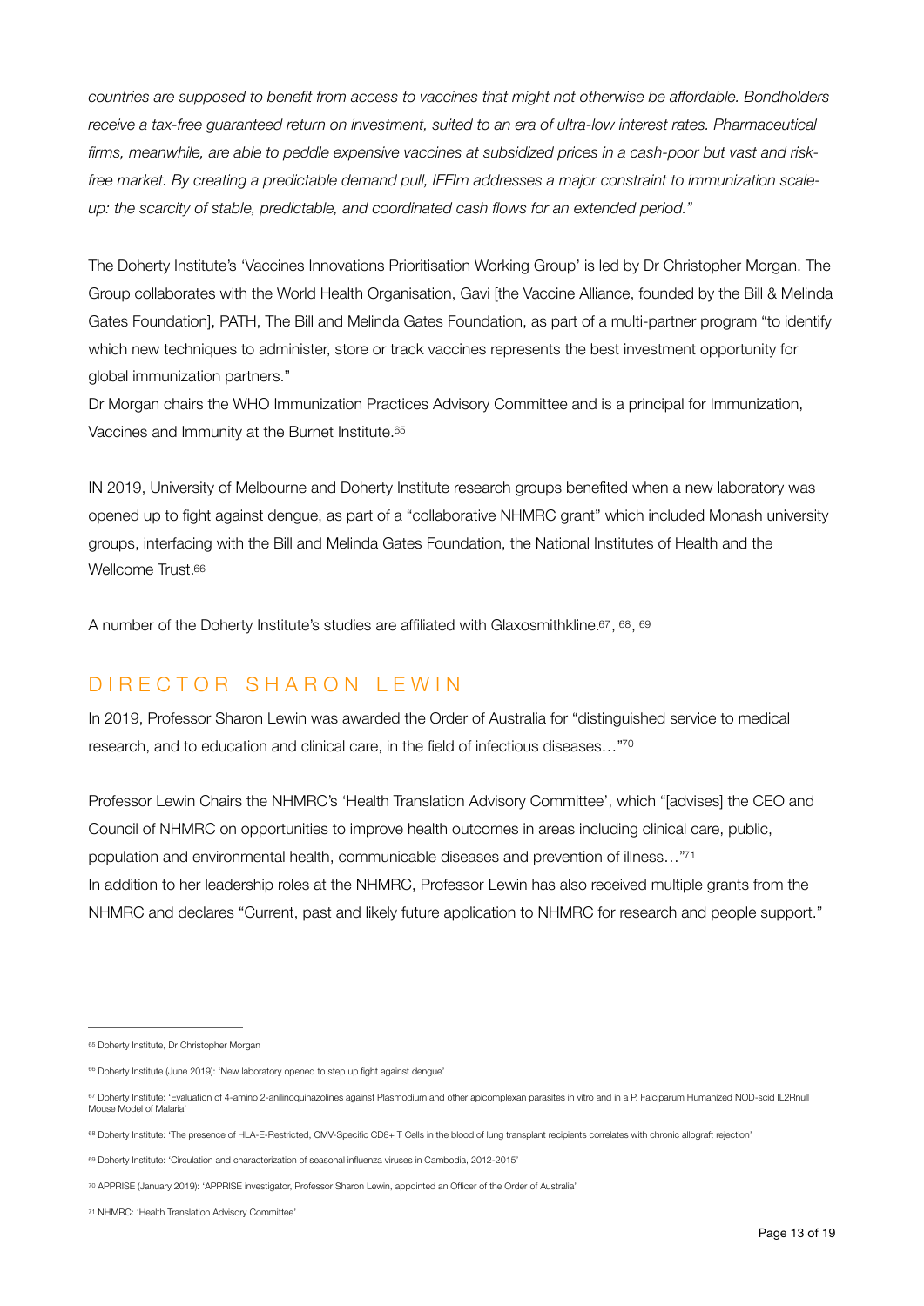*countries are supposed to benefit from access to vaccines that might not otherwise be affordable. Bondholders receive a tax-free guaranteed return on investment, suited to an era of ultra-low interest rates. Pharmaceutical firms, meanwhile, are able to peddle expensive vaccines at subsidized prices in a cash-poor but vast and risk-free market. By creating a predictable demand pull, IFFIm addresses a major constraint to immunization scale-up: the scarcity of stable, predictable, and coordinated cash flows for an extended period."*

The Doherty Institute's 'Vaccines Innovations Prioritisation Working Group' is led by Dr Christopher Morgan. The Group collaborates with the World Health Organisation, Gavi [the Vaccine Alliance, founded by the Bill & Melinda Gates Foundation], PATH, The Bill and Melinda Gates Foundation, as part of a multi-partner program "to identify which new techniques to administer, store or track vaccines represents the best investment opportunity for global immunization partners."

Dr Morgan chairs the WHO Immunization Practices Advisory Committee and is a principal for Immunization, Vaccines and Immunity at the Burnet Institute.[65]

IN 2019, University of Melbourne and Doherty Institute research groups benefited when a new laboratory was opened up to fight against dengue, as part of a "collaborative NHMRC grant" which included Monash university groups, interfacing with the Bill and Melinda Gates Foundation, the National Institutes of Health and the Wellcome Trust.[66]

A number of the Doherty Institute's studies are affiliated with Glaxosmithkline.[67], [68], [69]

## DIRECTOR SHARON LEWIN

In 2019, Professor Sharon Lewin was awarded the Order of Australia for "distinguished service to medical research, and to education and clinical care, in the field of infectious diseases…"[70]

Professor Lewin Chairs the NHMRC's 'Health Translation Advisory Committee', which "[advises] the CEO and Council of NHMRC on opportunities to improve health outcomes in areas including clinical care, public, population and environmental health, communicable diseases and prevention of illness…"[71]

In addition to her leadership roles at the NHMRC, Professor Lewin has also received multiple grants from the NHMRC and declares "Current, past and likely future application to NHMRC for research and people support."

---

[65] Doherty Institute, Dr Christopher Morgan

[66] Doherty Institute (June 2019): 'New laboratory opened to step up fight against dengue'

[67] Doherty Institute: 'Evaluation of 4-amino 2-anilinoquinazolines against Plasmodium and other apicomplexan parasites in vitro and in a P. Falciparum Humanized NOD-scid IL2Rnull Mouse Model of Malaria'

[68] Doherty Institute: 'The presence of HLA-E-Restricted, CMV-Specific CD8+ T Cells in the blood of lung transplant recipients correlates with chronic allograft rejection'

[69] Doherty Institute: 'Circulation and characterization of seasonal influenza viruses in Cambodia, 2012-2015'

[70] APPRISE (January 2019): 'APPRISE investigator, Professor Sharon Lewin, appointed an Officer of the Order of Australia'

[71] NHMRC: 'Health Translation Advisory Committee'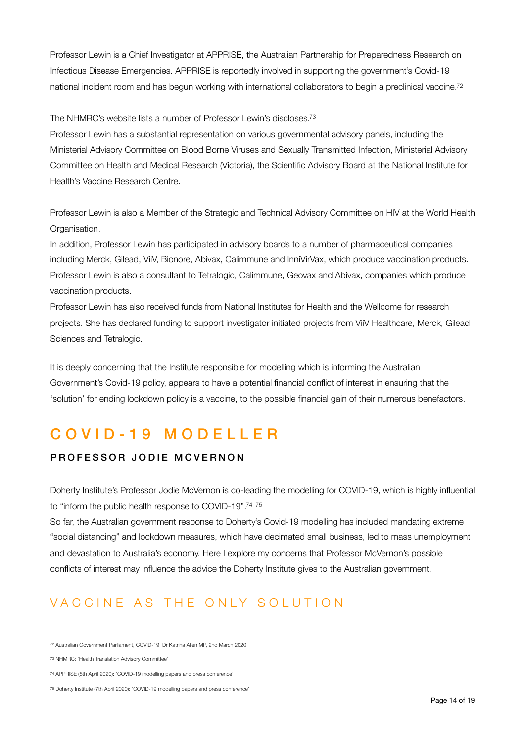Professor Lewin is a Chief Investigator at APPRISE, the Australian Partnership for Preparedness Research on Infectious Disease Emergencies. APPRISE is reportedly involved in supporting the government's Covid-19 national incident room and has begun working with international collaborators to begin a preclinical vaccine.[72]

The NHMRC's website lists a number of Professor Lewin's discloses.[73]

Professor Lewin has a substantial representation on various governmental advisory panels, including the Ministerial Advisory Committee on Blood Borne Viruses and Sexually Transmitted Infection, Ministerial Advisory Committee on Health and Medical Research (Victoria), the Scientific Advisory Board at the National Institute for Health's Vaccine Research Centre.

Professor Lewin is also a Member of the Strategic and Technical Advisory Committee on HIV at the World Health Organisation.

In addition, Professor Lewin has participated in advisory boards to a number of pharmaceutical companies including Merck, Gilead, ViiV, Bionore, Abivax, Calimmune and InniVirVax, which produce vaccination products. Professor Lewin is also a consultant to Tetralogic, Calimmune, Geovax and Abivax, companies which produce vaccination products.

Professor Lewin has also received funds from National Institutes for Health and the Wellcome for research projects. She has declared funding to support investigator initiated projects from ViiV Healthcare, Merck, Gilead Sciences and Tetralogic.

It is deeply concerning that the Institute responsible for modelling which is informing the Australian Government's Covid-19 policy, appears to have a potential financial conflict of interest in ensuring that the 'solution' for ending lockdown policy is a vaccine, to the possible financial gain of their numerous benefactors.

## COVID-19 MODELLER

### PROFESSOR JODIE MCVERNON

Doherty Institute's Professor Jodie McVernon is co-leading the modelling for COVID-19, which is highly influential to "inform the public health response to COVID-19".[74] [75]

So far, the Australian government response to Doherty's Covid-19 modelling has included mandating extreme "social distancing" and lockdown measures, which have decimated small business, led to mass unemployment and devastation to Australia's economy. Here I explore my concerns that Professor McVernon's possible conflicts of interest may influence the advice the Doherty Institute gives to the Australian government.

## VACCINE AS THE ONLY SOLUTION

---

[72] Australian Government Parliament, COVID-19, Dr Katrina Allen MP, 2nd March 2020

[73] NHMRC: 'Health Translation Advisory Committee'

[74] APPRISE (8th April 2020): 'COVID-19 modelling papers and press conference'

[75] Doherty Institute (7th April 2020): 'COVID-19 modelling papers and press conference'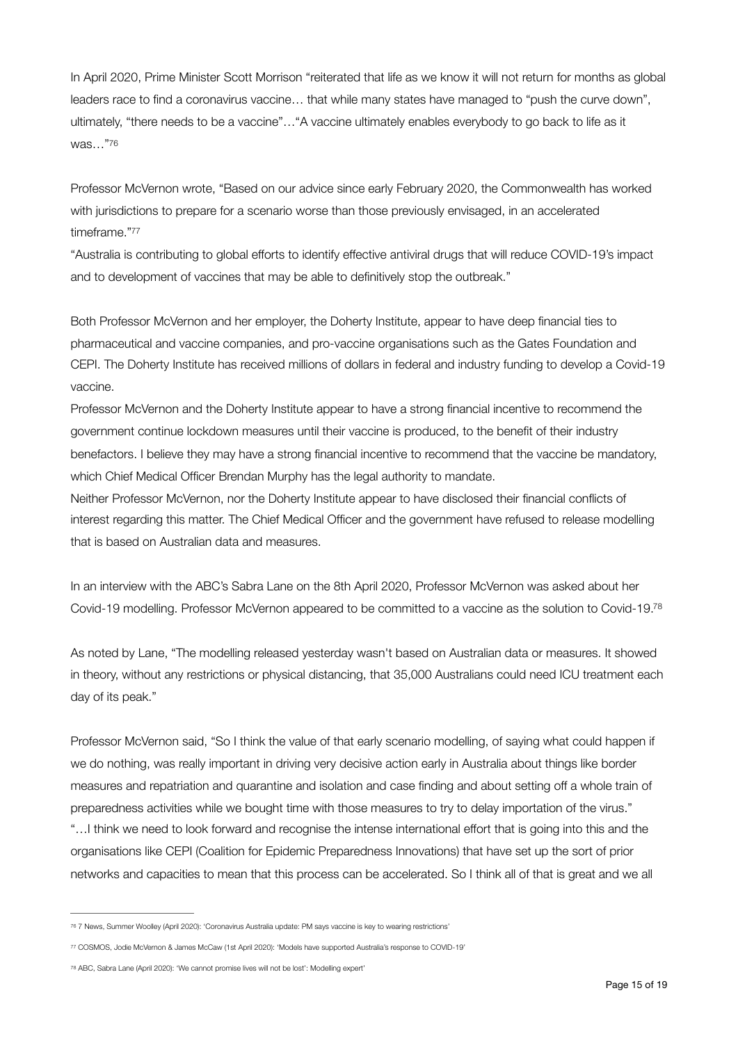In April 2020, Prime Minister Scott Morrison "reiterated that life as we know it will not return for months as global leaders race to find a coronavirus vaccine… that while many states have managed to "push the curve down", ultimately, "there needs to be a vaccine"…"A vaccine ultimately enables everybody to go back to life as it was…"[76]

Professor McVernon wrote, "Based on our advice since early February 2020, the Commonwealth has worked with jurisdictions to prepare for a scenario worse than those previously envisaged, in an accelerated timeframe."[77]

"Australia is contributing to global efforts to identify effective antiviral drugs that will reduce COVID-19's impact and to development of vaccines that may be able to definitively stop the outbreak."

Both Professor McVernon and her employer, the Doherty Institute, appear to have deep financial ties to pharmaceutical and vaccine companies, and pro-vaccine organisations such as the Gates Foundation and CEPI. The Doherty Institute has received millions of dollars in federal and industry funding to develop a Covid-19 vaccine.

Professor McVernon and the Doherty Institute appear to have a strong financial incentive to recommend the government continue lockdown measures until their vaccine is produced, to the benefit of their industry benefactors. I believe they may have a strong financial incentive to recommend that the vaccine be mandatory, which Chief Medical Officer Brendan Murphy has the legal authority to mandate.

Neither Professor McVernon, nor the Doherty Institute appear to have disclosed their financial conflicts of interest regarding this matter. The Chief Medical Officer and the government have refused to release modelling that is based on Australian data and measures.

In an interview with the ABC's Sabra Lane on the 8th April 2020, Professor McVernon was asked about her Covid-19 modelling. Professor McVernon appeared to be committed to a vaccine as the solution to Covid-19.[78]

As noted by Lane, "The modelling released yesterday wasn't based on Australian data or measures. It showed in theory, without any restrictions or physical distancing, that 35,000 Australians could need ICU treatment each day of its peak."

Professor McVernon said, "So I think the value of that early scenario modelling, of saying what could happen if we do nothing, was really important in driving very decisive action early in Australia about things like border measures and repatriation and quarantine and isolation and case finding and about setting off a whole train of preparedness activities while we bought time with those measures to try to delay importation of the virus."

"…I think we need to look forward and recognise the intense international effort that is going into this and the organisations like CEPI (Coalition for Epidemic Preparedness Innovations) that have set up the sort of prior networks and capacities to mean that this process can be accelerated. So I think all of that is great and we all

---

[76] 7 News, Summer Woolley (April 2020): 'Coronavirus Australia update: PM says vaccine is key to wearing restrictions'

[77] COSMOS, Jodie McVernon & James McCaw (1st April 2020): 'Models have supported Australia's response to COVID-19'

[78] ABC, Sabra Lane (April 2020): 'We cannot promise lives will not be lost': Modelling expert'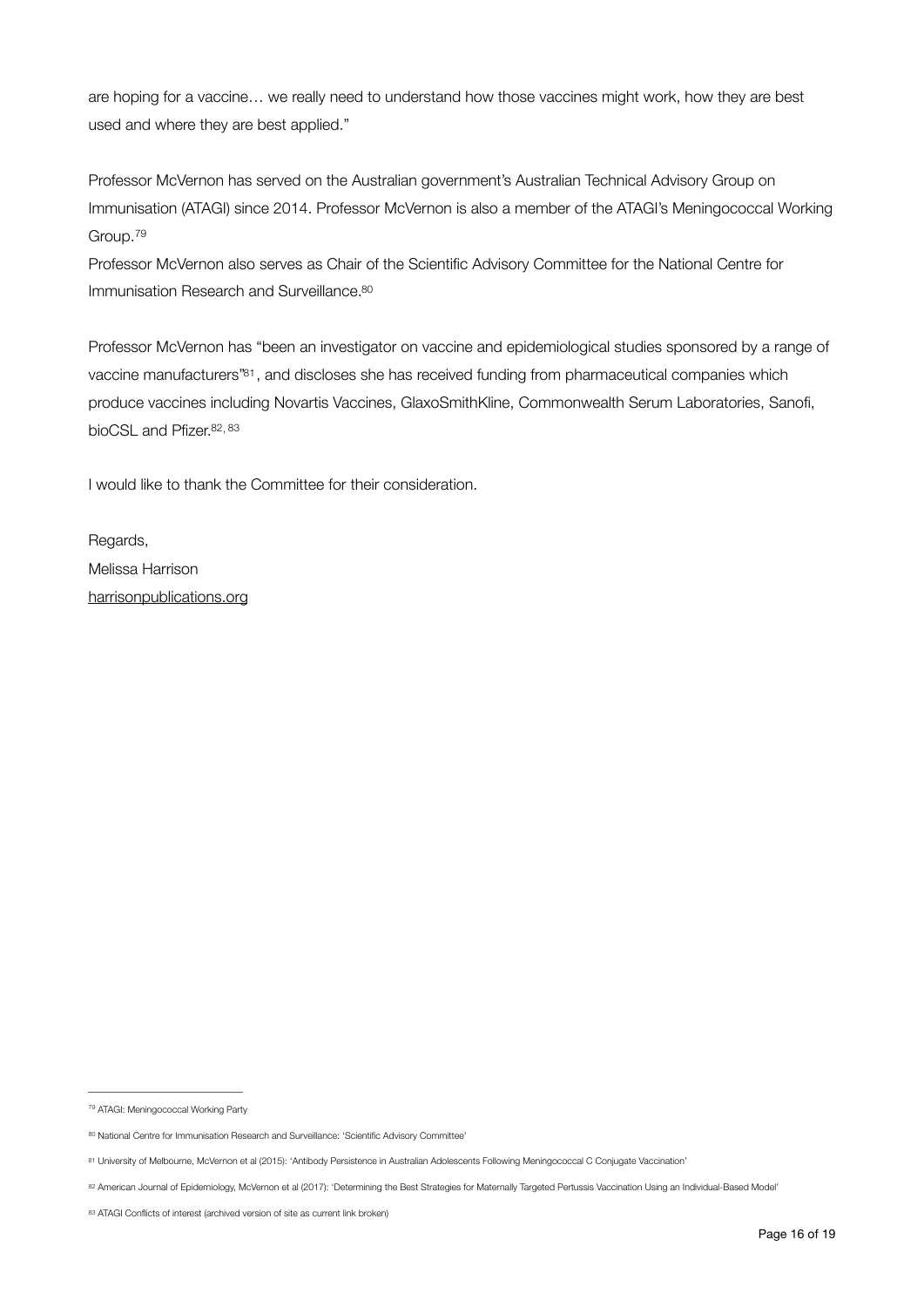are hoping for a vaccine… we really need to understand how those vaccines might work, how they are best used and where they are best applied."

Professor McVernon has served on the Australian government's Australian Technical Advisory Group on Immunisation (ATAGI) since 2014. Professor McVernon is also a member of the ATAGI's Meningococcal Working Group.[79]

Professor McVernon also serves as Chair of the Scientific Advisory Committee for the National Centre for Immunisation Research and Surveillance.[80]

Professor McVernon has "been an investigator on vaccine and epidemiological studies sponsored by a range of vaccine manufacturers"[81], and discloses she has received funding from pharmaceutical companies which produce vaccines including Novartis Vaccines, GlaxoSmithKline, Commonwealth Serum Laboratories, Sanofi, bioCSL and Pfizer.[82, 83]

I would like to thank the Committee for their consideration.

Regards,
Melissa Harrison
harrisonpublications.org

---

[79] ATAGI: Meningococcal Working Party

[80] National Centre for Immunisation Research and Surveillance: 'Scientific Advisory Committee'

[81] University of Melbourne, McVernon et al (2015): 'Antibody Persistence in Australian Adolescents Following Meningococcal C Conjugate Vaccination'

[82] American Journal of Epidemiology, McVernon et al (2017): 'Determining the Best Strategies for Maternally Targeted Pertussis Vaccination Using an Individual-Based Model'

[83] ATAGI Conflicts of interest (archived version of site as current link broken)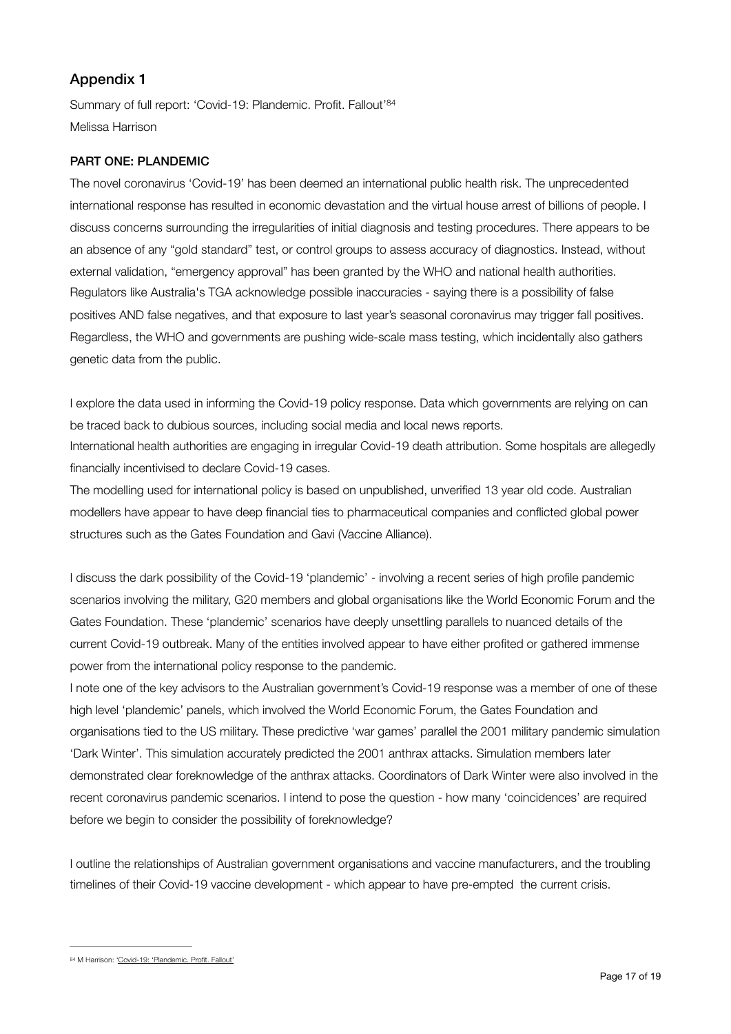## Appendix 1

Summary of full report: 'Covid-19: Plandemic. Profit. Fallout'[84]
Melissa Harrison

**PART ONE: PLANDEMIC**

The novel coronavirus 'Covid-19' has been deemed an international public health risk. The unprecedented international response has resulted in economic devastation and the virtual house arrest of billions of people. I discuss concerns surrounding the irregularities of initial diagnosis and testing procedures. There appears to be an absence of any "gold standard" test, or control groups to assess accuracy of diagnostics. Instead, without external validation, "emergency approval" has been granted by the WHO and national health authorities. Regulators like Australia's TGA acknowledge possible inaccuracies - saying there is a possibility of false positives AND false negatives, and that exposure to last year's seasonal coronavirus may trigger fall positives. Regardless, the WHO and governments are pushing wide-scale mass testing, which incidentally also gathers genetic data from the public.

I explore the data used in informing the Covid-19 policy response. Data which governments are relying on can be traced back to dubious sources, including social media and local news reports.
International health authorities are engaging in irregular Covid-19 death attribution. Some hospitals are allegedly financially incentivised to declare Covid-19 cases.
The modelling used for international policy is based on unpublished, unverified 13 year old code. Australian modellers have appear to have deep financial ties to pharmaceutical companies and conflicted global power structures such as the Gates Foundation and Gavi (Vaccine Alliance).

I discuss the dark possibility of the Covid-19 'plandemic' - involving a recent series of high profile pandemic scenarios involving the military, G20 members and global organisations like the World Economic Forum and the Gates Foundation. These 'plandemic' scenarios have deeply unsettling parallels to nuanced details of the current Covid-19 outbreak. Many of the entities involved appear to have either profited or gathered immense power from the international policy response to the pandemic.
I note one of the key advisors to the Australian government's Covid-19 response was a member of one of these high level 'plandemic' panels, which involved the World Economic Forum, the Gates Foundation and organisations tied to the US military. These predictive 'war games' parallel the 2001 military pandemic simulation 'Dark Winter'. This simulation accurately predicted the 2001 anthrax attacks. Simulation members later demonstrated clear foreknowledge of the anthrax attacks. Coordinators of Dark Winter were also involved in the recent coronavirus pandemic scenarios. I intend to pose the question - how many 'coincidences' are required before we begin to consider the possibility of foreknowledge?

I outline the relationships of Australian government organisations and vaccine manufacturers, and the troubling timelines of their Covid-19 vaccine development - which appear to have pre-empted the current crisis.

---

[84] M Harrison: 'Covid-19: 'Plandemic. Profit. Fallout'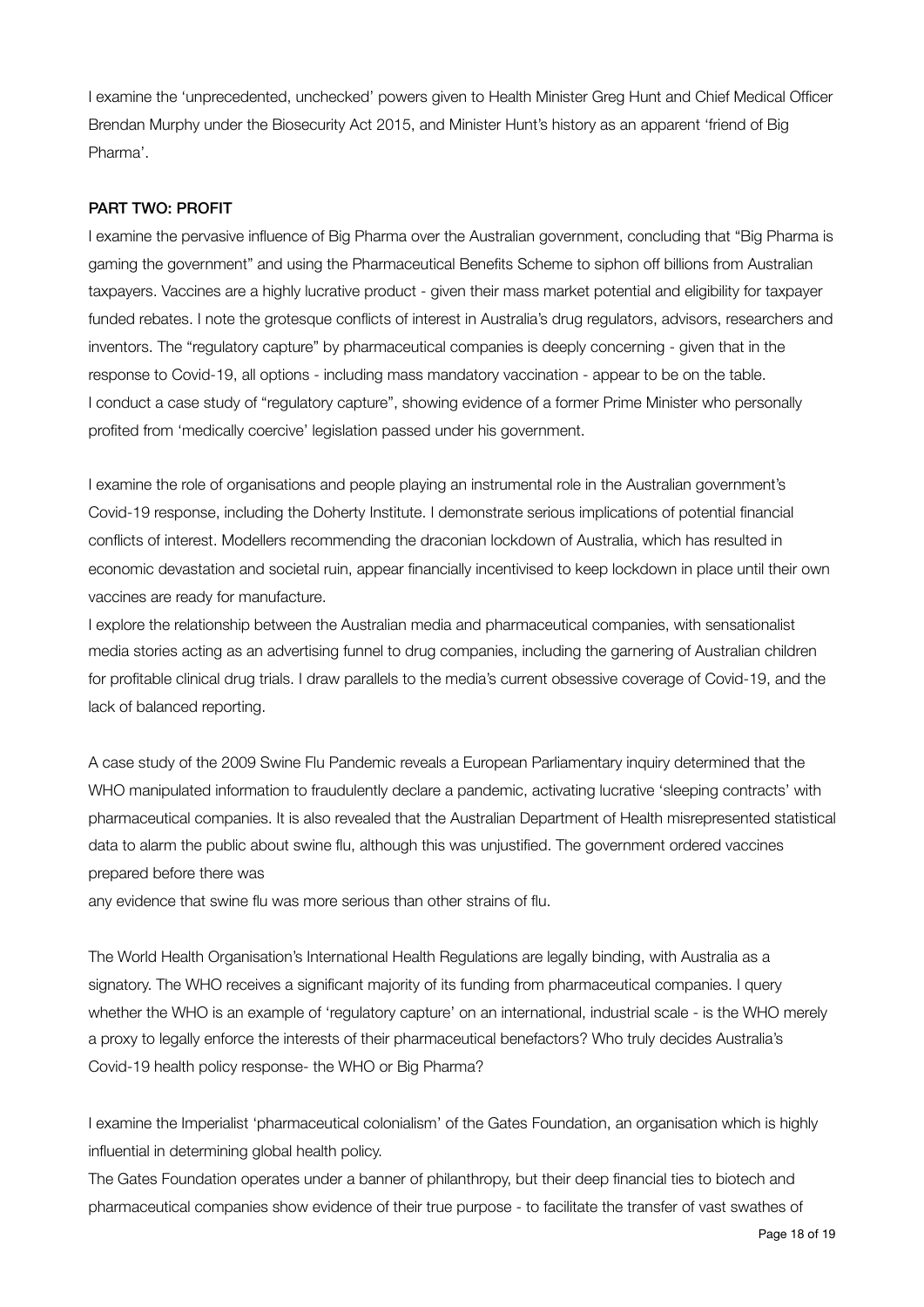I examine the 'unprecedented, unchecked' powers given to Health Minister Greg Hunt and Chief Medical Officer Brendan Murphy under the Biosecurity Act 2015, and Minister Hunt's history as an apparent 'friend of Big Pharma'.

**PART TWO: PROFIT**

I examine the pervasive influence of Big Pharma over the Australian government, concluding that "Big Pharma is gaming the government" and using the Pharmaceutical Benefits Scheme to siphon off billions from Australian taxpayers. Vaccines are a highly lucrative product - given their mass market potential and eligibility for taxpayer funded rebates. I note the grotesque conflicts of interest in Australia's drug regulators, advisors, researchers and inventors. The "regulatory capture" by pharmaceutical companies is deeply concerning - given that in the response to Covid-19, all options - including mass mandatory vaccination - appear to be on the table.
I conduct a case study of "regulatory capture", showing evidence of a former Prime Minister who personally profited from 'medically coercive' legislation passed under his government.

I examine the role of organisations and people playing an instrumental role in the Australian government's Covid-19 response, including the Doherty Institute. I demonstrate serious implications of potential financial conflicts of interest. Modellers recommending the draconian lockdown of Australia, which has resulted in economic devastation and societal ruin, appear financially incentivised to keep lockdown in place until their own vaccines are ready for manufacture.
I explore the relationship between the Australian media and pharmaceutical companies, with sensationalist media stories acting as an advertising funnel to drug companies, including the garnering of Australian children for profitable clinical drug trials. I draw parallels to the media's current obsessive coverage of Covid-19, and the lack of balanced reporting.

A case study of the 2009 Swine Flu Pandemic reveals a European Parliamentary inquiry determined that the WHO manipulated information to fraudulently declare a pandemic, activating lucrative 'sleeping contracts' with pharmaceutical companies. It is also revealed that the Australian Department of Health misrepresented statistical data to alarm the public about swine flu, although this was unjustified. The government ordered vaccines prepared before there was
any evidence that swine flu was more serious than other strains of flu.

The World Health Organisation's International Health Regulations are legally binding, with Australia as a signatory. The WHO receives a significant majority of its funding from pharmaceutical companies. I query whether the WHO is an example of 'regulatory capture' on an international, industrial scale - is the WHO merely a proxy to legally enforce the interests of their pharmaceutical benefactors? Who truly decides Australia's Covid-19 health policy response- the WHO or Big Pharma?

I examine the Imperialist 'pharmaceutical colonialism' of the Gates Foundation, an organisation which is highly influential in determining global health policy.
The Gates Foundation operates under a banner of philanthropy, but their deep financial ties to biotech and pharmaceutical companies show evidence of their true purpose - to facilitate the transfer of vast swathes of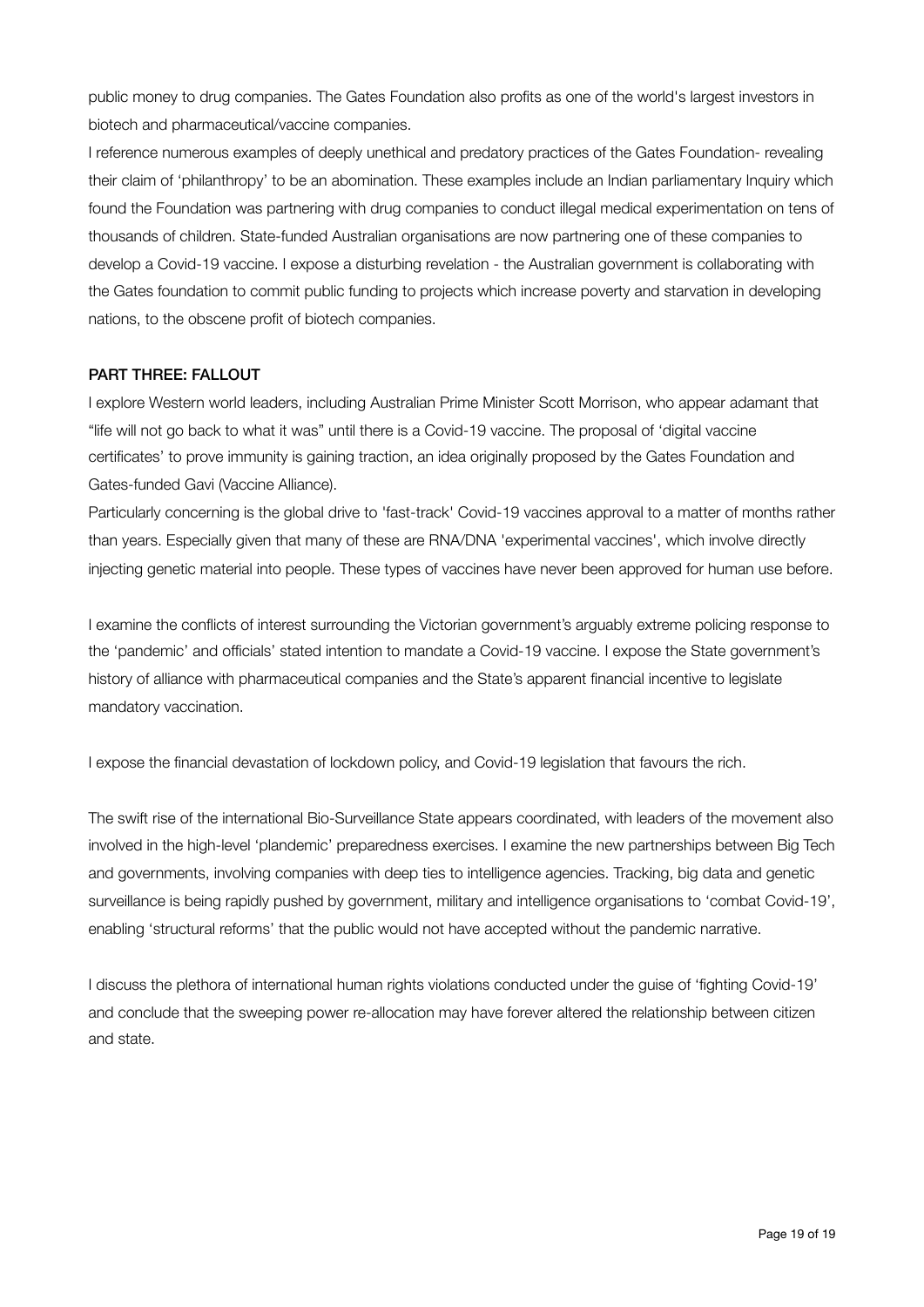public money to drug companies. The Gates Foundation also profits as one of the world's largest investors in biotech and pharmaceutical/vaccine companies.

I reference numerous examples of deeply unethical and predatory practices of the Gates Foundation- revealing their claim of 'philanthropy' to be an abomination. These examples include an Indian parliamentary Inquiry which found the Foundation was partnering with drug companies to conduct illegal medical experimentation on tens of thousands of children. State-funded Australian organisations are now partnering one of these companies to develop a Covid-19 vaccine. I expose a disturbing revelation - the Australian government is collaborating with the Gates foundation to commit public funding to projects which increase poverty and starvation in developing nations, to the obscene profit of biotech companies.

**PART THREE: FALLOUT**

I explore Western world leaders, including Australian Prime Minister Scott Morrison, who appear adamant that "life will not go back to what it was" until there is a Covid-19 vaccine. The proposal of 'digital vaccine certificates' to prove immunity is gaining traction, an idea originally proposed by the Gates Foundation and Gates-funded Gavi (Vaccine Alliance).

Particularly concerning is the global drive to 'fast-track' Covid-19 vaccines approval to a matter of months rather than years. Especially given that many of these are RNA/DNA 'experimental vaccines', which involve directly injecting genetic material into people. These types of vaccines have never been approved for human use before.

I examine the conflicts of interest surrounding the Victorian government's arguably extreme policing response to the 'pandemic' and officials' stated intention to mandate a Covid-19 vaccine. I expose the State government's history of alliance with pharmaceutical companies and the State's apparent financial incentive to legislate mandatory vaccination.

I expose the financial devastation of lockdown policy, and Covid-19 legislation that favours the rich.

The swift rise of the international Bio-Surveillance State appears coordinated, with leaders of the movement also involved in the high-level 'plandemic' preparedness exercises. I examine the new partnerships between Big Tech and governments, involving companies with deep ties to intelligence agencies. Tracking, big data and genetic surveillance is being rapidly pushed by government, military and intelligence organisations to 'combat Covid-19', enabling 'structural reforms' that the public would not have accepted without the pandemic narrative.

I discuss the plethora of international human rights violations conducted under the guise of 'fighting Covid-19' and conclude that the sweeping power re-allocation may have forever altered the relationship between citizen and state.